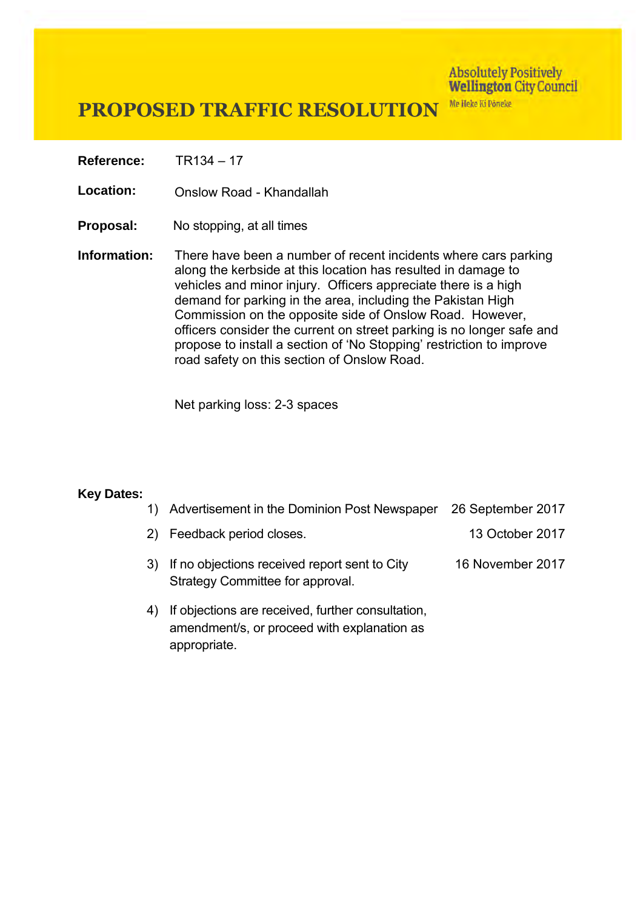# PROPOSED TRAFFIC RESOLUTION

Absolutely Positively **Wellington** City Council
Me Heke Ki Pōneke

**Reference:** TR134 – 17

**Location:** Onslow Road - Khandallah

**Proposal:** No stopping, at all times

**Information:** There have been a number of recent incidents where cars parking along the kerbside at this location has resulted in damage to vehicles and minor injury. Officers appreciate there is a high demand for parking in the area, including the Pakistan High Commission on the opposite side of Onslow Road. However, officers consider the current on street parking is no longer safe and propose to install a section of 'No Stopping' restriction to improve road safety on this section of Onslow Road.

Net parking loss: 2-3 spaces

**Key Dates:**

1) Advertisement in the Dominion Post Newspaper — 26 September 2017
2) Feedback period closes. — 13 October 2017
3) If no objections received report sent to City Strategy Committee for approval. — 16 November 2017
4) If objections are received, further consultation, amendment/s, or proceed with explanation as appropriate.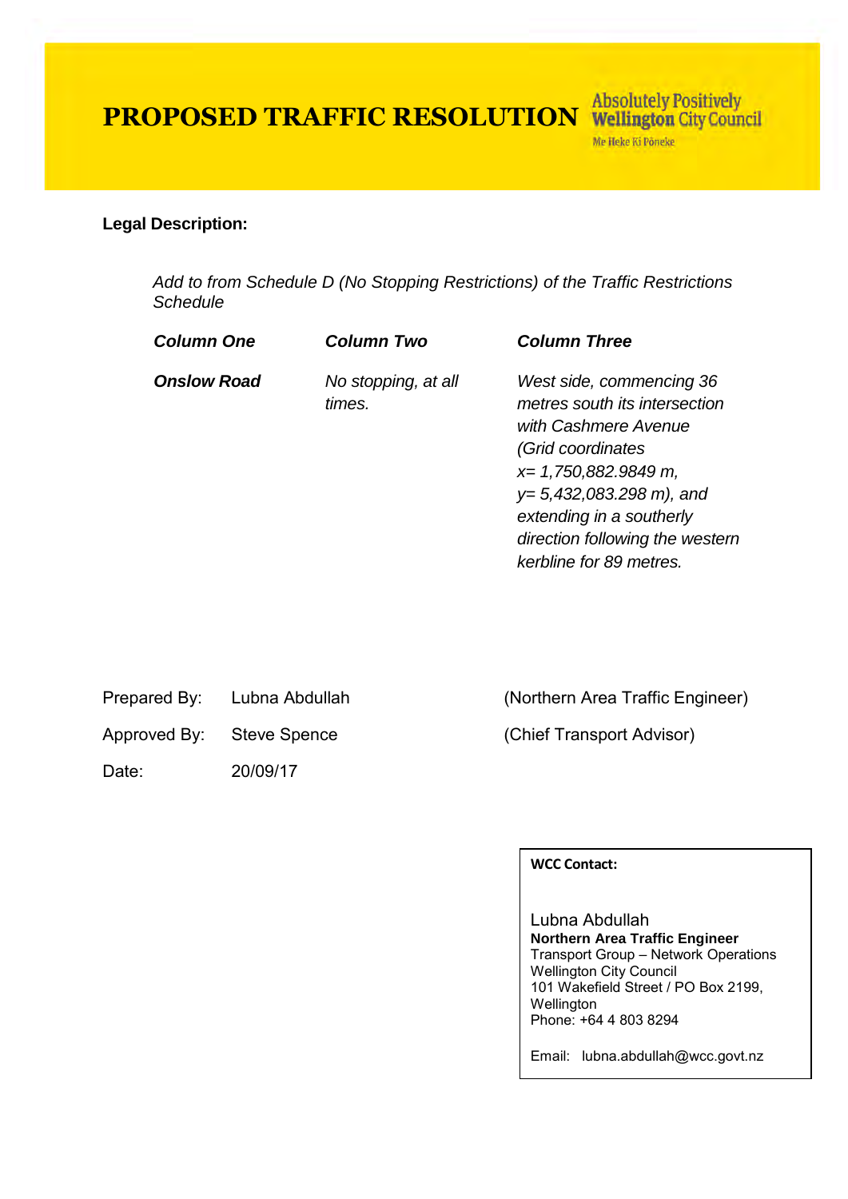# PROPOSED TRAFFIC RESOLUTION

Absolutely Positively **Wellington** City Council
Me Heke Ki Pōneke

**Legal Description:**

*Add to from Schedule D (No Stopping Restrictions) of the Traffic Restrictions Schedule*

| ***Column One*** | ***Column Two*** | ***Column Three*** |
|---|---|---|
| ***Onslow Road*** | *No stopping, at all times.* | *West side, commencing 36 metres south its intersection with Cashmere Avenue (Grid coordinates x= 1,750,882.9849 m, y= 5,432,083.298 m), and extending in a southerly direction following the western kerbline for 89 metres.* |

| | | |
|---|---|---|
| Prepared By: | Lubna Abdullah | (Northern Area Traffic Engineer) |
| Approved By: | Steve Spence | (Chief Transport Advisor) |
| Date: | 20/09/17 | |

**WCC Contact:**

Lubna Abdullah
**Northern Area Traffic Engineer**
Transport Group – Network Operations
Wellington City Council
101 Wakefield Street / PO Box 2199, Wellington
Phone: +64 4 803 8294

Email: lubna.abdullah@wcc.govt.nz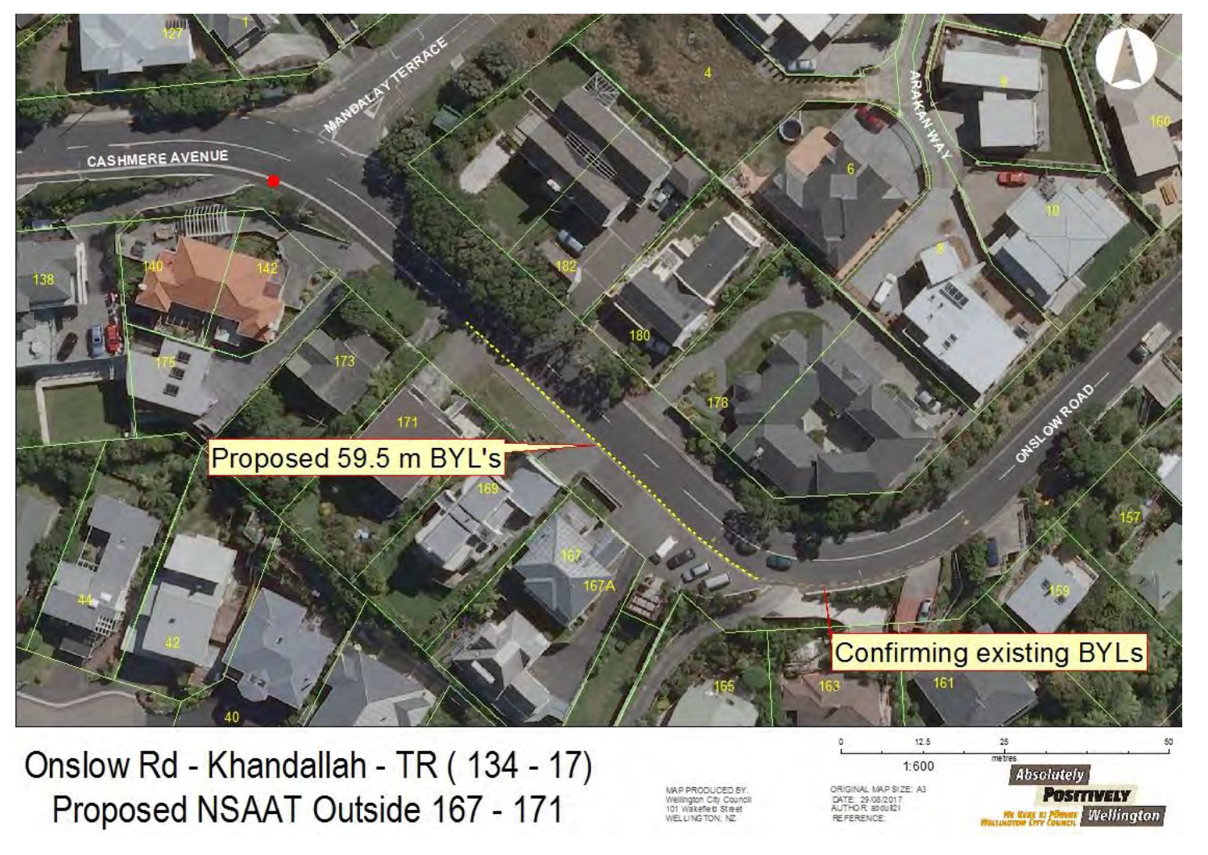CASHMERE AVENUE

MANDALAY TERRACE

ARAKAN WAY

ONSLOW ROAD

127

1

4

9

160

6

10

8

138

140

142

182

180

178

175

173

171

169

167

167A

157

159

44

42

40

165

163

161

Proposed 59.5 m BYL's

Confirming existing BYLs

# Onslow Rd - Khandallah - TR ( 134 - 17)

# Proposed NSAAT Outside 167 - 171

0 12.5 25 50

metres

1:600

MAP PRODUCED BY:
Wellington City Council
101 Wakefield Street
WELLINGTON, NZ

ORIGINAL MAP SIZE: A3
DATE: 29/08/2017
AUTHOR: abdul21
REFERENCE:

Absolutely Positively Wellington

Me Heke Ki Pōneke
Wellington City Council